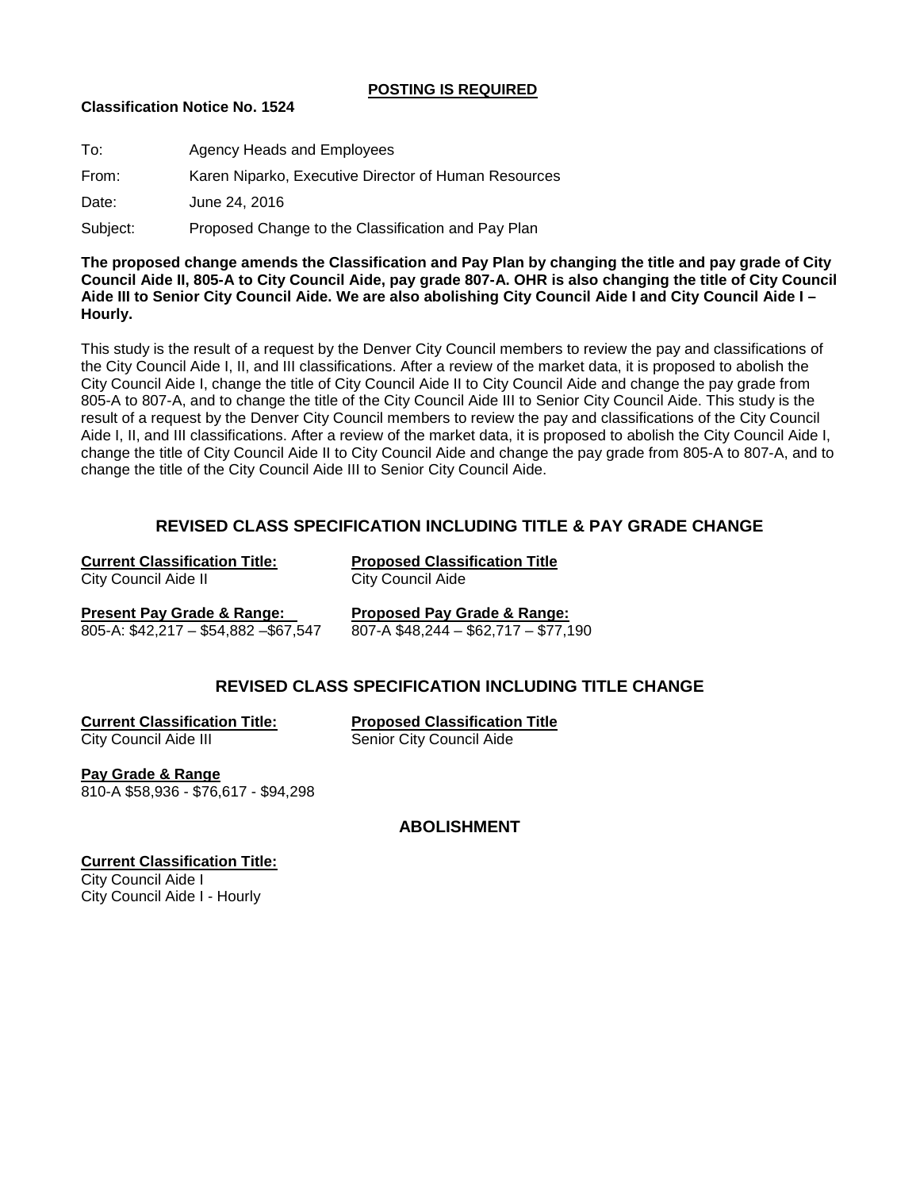**POSTING IS REQUIRED**

**Classification Notice No. 1524**

To: Agency Heads and Employees

From: Karen Niparko, Executive Director of Human Resources

Date: June 24, 2016

Subject: Proposed Change to the Classification and Pay Plan

**The proposed change amends the Classification and Pay Plan by changing the title and pay grade of City Council Aide II, 805-A to City Council Aide, pay grade 807-A. OHR is also changing the title of City Council Aide III to Senior City Council Aide. We are also abolishing City Council Aide I and City Council Aide I – Hourly.**

This study is the result of a request by the Denver City Council members to review the pay and classifications of the City Council Aide I, II, and III classifications. After a review of the market data, it is proposed to abolish the City Council Aide I, change the title of City Council Aide II to City Council Aide and change the pay grade from 805-A to 807-A, and to change the title of the City Council Aide III to Senior City Council Aide. This study is the result of a request by the Denver City Council members to review the pay and classifications of the City Council Aide I, II, and III classifications. After a review of the market data, it is proposed to abolish the City Council Aide I, change the title of City Council Aide II to City Council Aide and change the pay grade from 805-A to 807-A, and to change the title of the City Council Aide III to Senior City Council Aide.

## REVISED CLASS SPECIFICATION INCLUDING TITLE & PAY GRADE CHANGE

| **Current Classification Title:** | **Proposed Classification Title** |
|---|---|
| City Council Aide II | City Council Aide |
| **Present Pay Grade & Range:** | **Proposed Pay Grade & Range:** |
| 805-A: $42,217 – $54,882 –$67,547 | 807-A $48,244 – $62,717 – $77,190 |

## REVISED CLASS SPECIFICATION INCLUDING TITLE CHANGE

| **Current Classification Title:** | **Proposed Classification Title** |
|---|---|
| City Council Aide III | Senior City Council Aide |

**Pay Grade & Range**

810-A $58,936 - $76,617 - $94,298

## ABOLISHMENT

**Current Classification Title:**

City Council Aide I

City Council Aide I - Hourly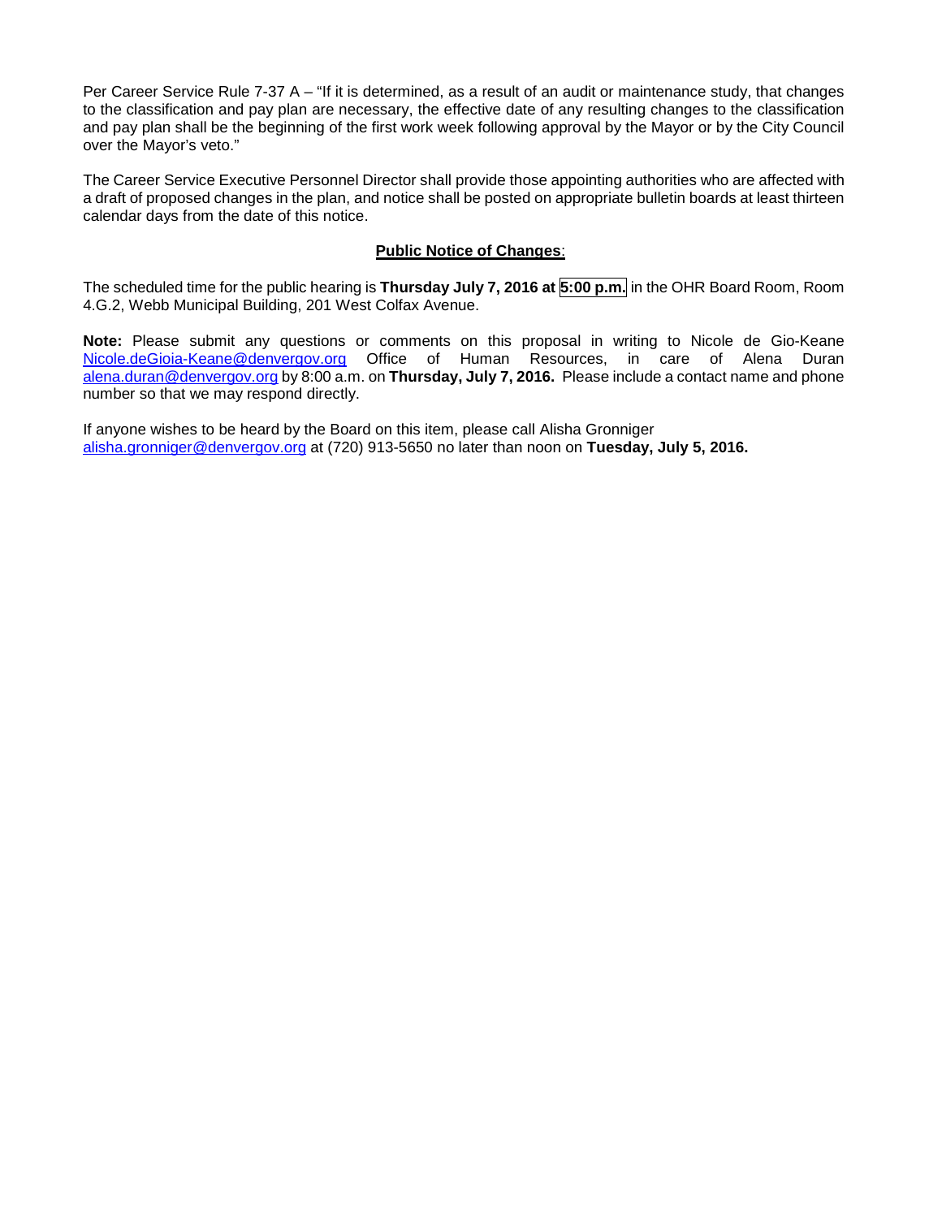Per Career Service Rule 7-37 A – "If it is determined, as a result of an audit or maintenance study, that changes to the classification and pay plan are necessary, the effective date of any resulting changes to the classification and pay plan shall be the beginning of the first work week following approval by the Mayor or by the City Council over the Mayor's veto."

The Career Service Executive Personnel Director shall provide those appointing authorities who are affected with a draft of proposed changes in the plan, and notice shall be posted on appropriate bulletin boards at least thirteen calendar days from the date of this notice.

**Public Notice of Changes**:

The scheduled time for the public hearing is **Thursday July 7, 2016 at 5:00 p.m.** in the OHR Board Room, Room 4.G.2, Webb Municipal Building, 201 West Colfax Avenue.

**Note:** Please submit any questions or comments on this proposal in writing to Nicole de Gio-Keane Nicole.deGioia-Keane@denvergov.org Office of Human Resources, in care of Alena Duran alena.duran@denvergov.org by 8:00 a.m. on **Thursday, July 7, 2016.** Please include a contact name and phone number so that we may respond directly.

If anyone wishes to be heard by the Board on this item, please call Alisha Gronniger alisha.gronniger@denvergov.org at (720) 913-5650 no later than noon on **Tuesday, July 5, 2016.**